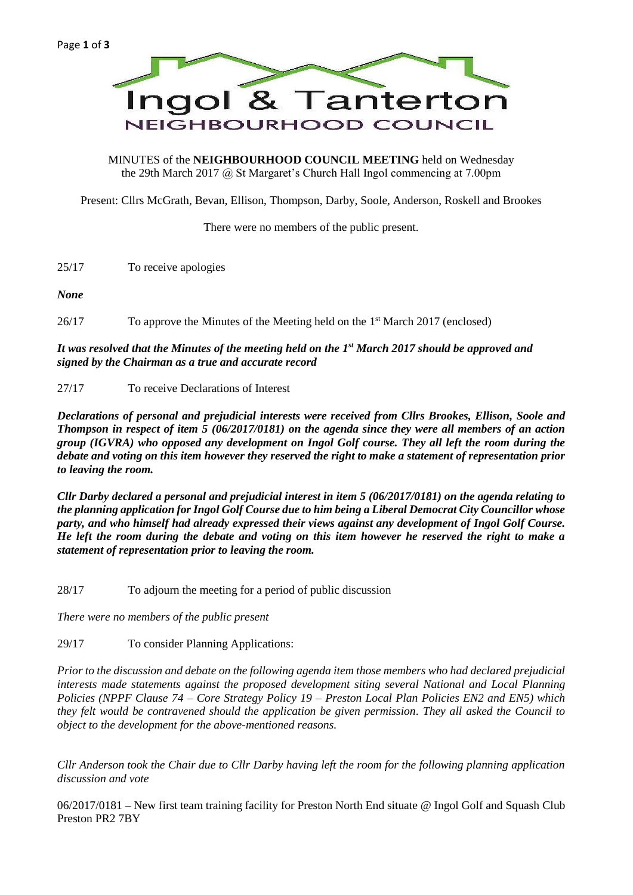# Ingol & Tanterton

## NEIGHBOURHOOD COUNCIL

MINUTES of the **NEIGHBOURHOOD COUNCIL MEETING** held on Wednesday the 29th March 2017 @ St Margaret's Church Hall Ingol commencing at 7.00pm

Present: Cllrs McGrath, Bevan, Ellison, Thompson, Darby, Soole, Anderson, Roskell and Brookes

There were no members of the public present.

25/17 To receive apologies

***None***

26/17 To approve the Minutes of the Meeting held on the 1st March 2017 (enclosed)

***It was resolved that the Minutes of the meeting held on the 1st March 2017 should be approved and signed by the Chairman as a true and accurate record***

27/17 To receive Declarations of Interest

***Declarations of personal and prejudicial interests were received from Cllrs Brookes, Ellison, Soole and Thompson in respect of item 5 (06/2017/0181) on the agenda since they were all members of an action group (IGVRA) who opposed any development on Ingol Golf course. They all left the room during the debate and voting on this item however they reserved the right to make a statement of representation prior to leaving the room.***

***Cllr Darby declared a personal and prejudicial interest in item 5 (06/2017/0181) on the agenda relating to the planning application for Ingol Golf Course due to him being a Liberal Democrat City Councillor whose party, and who himself had already expressed their views against any development of Ingol Golf Course. He left the room during the debate and voting on this item however he reserved the right to make a statement of representation prior to leaving the room.***

28/17 To adjourn the meeting for a period of public discussion

*There were no members of the public present*

29/17 To consider Planning Applications:

*Prior to the discussion and debate on the following agenda item those members who had declared prejudicial interests made statements against the proposed development siting several National and Local Planning Policies (NPPF Clause 74 – Core Strategy Policy 19 – Preston Local Plan Policies EN2 and EN5) which they felt would be contravened should the application be given permission. They all asked the Council to object to the development for the above-mentioned reasons.*

*Cllr Anderson took the Chair due to Cllr Darby having left the room for the following planning application discussion and vote*

06/2017/0181 – New first team training facility for Preston North End situate @ Ingol Golf and Squash Club Preston PR2 7BY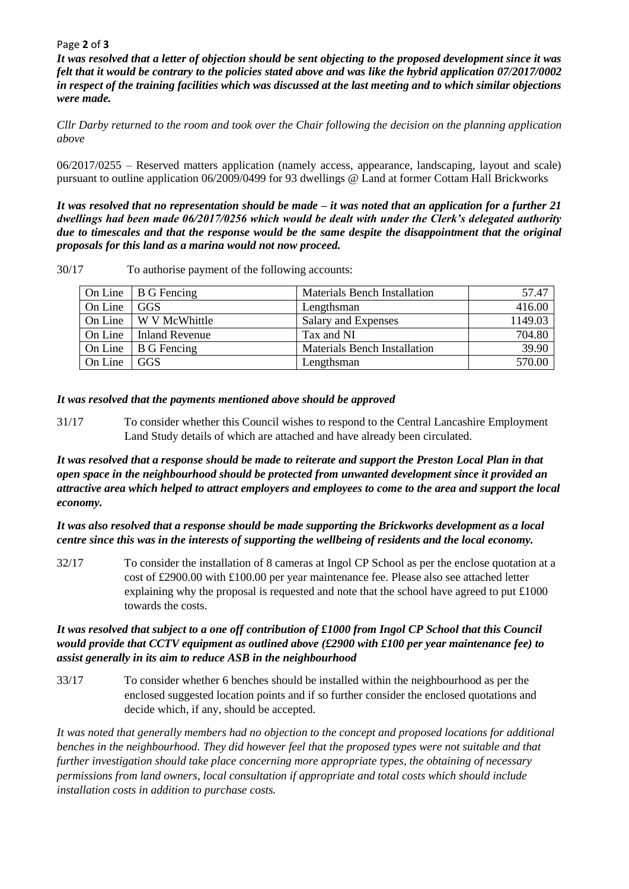***It was resolved that a letter of objection should be sent objecting to the proposed development since it was felt that it would be contrary to the policies stated above and was like the hybrid application 07/2017/0002 in respect of the training facilities which was discussed at the last meeting and to which similar objections were made.***

*Cllr Darby returned to the room and took over the Chair following the decision on the planning application above*

06/2017/0255 – Reserved matters application (namely access, appearance, landscaping, layout and scale) pursuant to outline application 06/2009/0499 for 93 dwellings @ Land at former Cottam Hall Brickworks

***It was resolved that no representation should be made – it was noted that an application for a further 21 dwellings had been made 06/2017/0256 which would be dealt with under the Clerk's delegated authority due to timescales and that the response would be the same despite the disappointment that the original proposals for this land as a marina would not now proceed.***

30/17 To authorise payment of the following accounts:

| | | | |
|---|---|---|---|
| On Line | B G Fencing | Materials Bench Installation | 57.47 |
| On Line | GGS | Lengthsman | 416.00 |
| On Line | W V McWhittle | Salary and Expenses | 1149.03 |
| On Line | Inland Revenue | Tax and NI | 704.80 |
| On Line | B G Fencing | Materials Bench Installation | 39.90 |
| On Line | GGS | Lengthsman | 570.00 |

***It was resolved that the payments mentioned above should be approved***

31/17 To consider whether this Council wishes to respond to the Central Lancashire Employment Land Study details of which are attached and have already been circulated.

***It was resolved that a response should be made to reiterate and support the Preston Local Plan in that open space in the neighbourhood should be protected from unwanted development since it provided an attractive area which helped to attract employers and employees to come to the area and support the local economy.***

***It was also resolved that a response should be made supporting the Brickworks development as a local centre since this was in the interests of supporting the wellbeing of residents and the local economy.***

32/17 To consider the installation of 8 cameras at Ingol CP School as per the enclose quotation at a cost of £2900.00 with £100.00 per year maintenance fee. Please also see attached letter explaining why the proposal is requested and note that the school have agreed to put £1000 towards the costs.

***It was resolved that subject to a one off contribution of £1000 from Ingol CP School that this Council would provide that CCTV equipment as outlined above (£2900 with £100 per year maintenance fee) to assist generally in its aim to reduce ASB in the neighbourhood***

33/17 To consider whether 6 benches should be installed within the neighbourhood as per the enclosed suggested location points and if so further consider the enclosed quotations and decide which, if any, should be accepted.

*It was noted that generally members had no objection to the concept and proposed locations for additional benches in the neighbourhood. They did however feel that the proposed types were not suitable and that further investigation should take place concerning more appropriate types, the obtaining of necessary permissions from land owners, local consultation if appropriate and total costs which should include installation costs in addition to purchase costs.*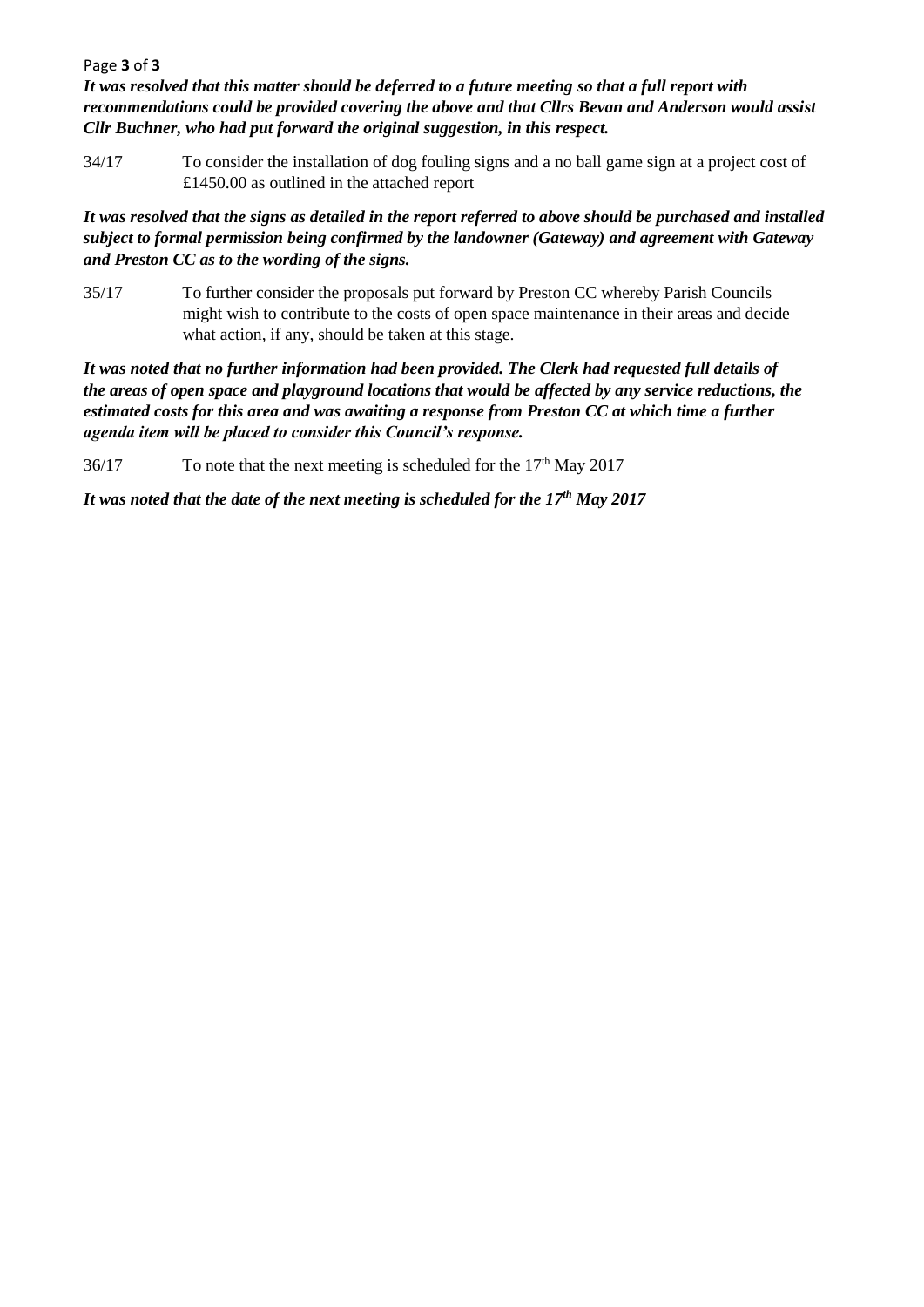***It was resolved that this matter should be deferred to a future meeting so that a full report with recommendations could be provided covering the above and that Cllrs Bevan and Anderson would assist Cllr Buchner, who had put forward the original suggestion, in this respect.***

34/17 To consider the installation of dog fouling signs and a no ball game sign at a project cost of £1450.00 as outlined in the attached report

***It was resolved that the signs as detailed in the report referred to above should be purchased and installed subject to formal permission being confirmed by the landowner (Gateway) and agreement with Gateway and Preston CC as to the wording of the signs.***

35/17 To further consider the proposals put forward by Preston CC whereby Parish Councils might wish to contribute to the costs of open space maintenance in their areas and decide what action, if any, should be taken at this stage.

***It was noted that no further information had been provided. The Clerk had requested full details of the areas of open space and playground locations that would be affected by any service reductions, the estimated costs for this area and was awaiting a response from Preston CC at which time a further agenda item will be placed to consider this Council's response.***

36/17 To note that the next meeting is scheduled for the 17th May 2017

***It was noted that the date of the next meeting is scheduled for the 17th May 2017***